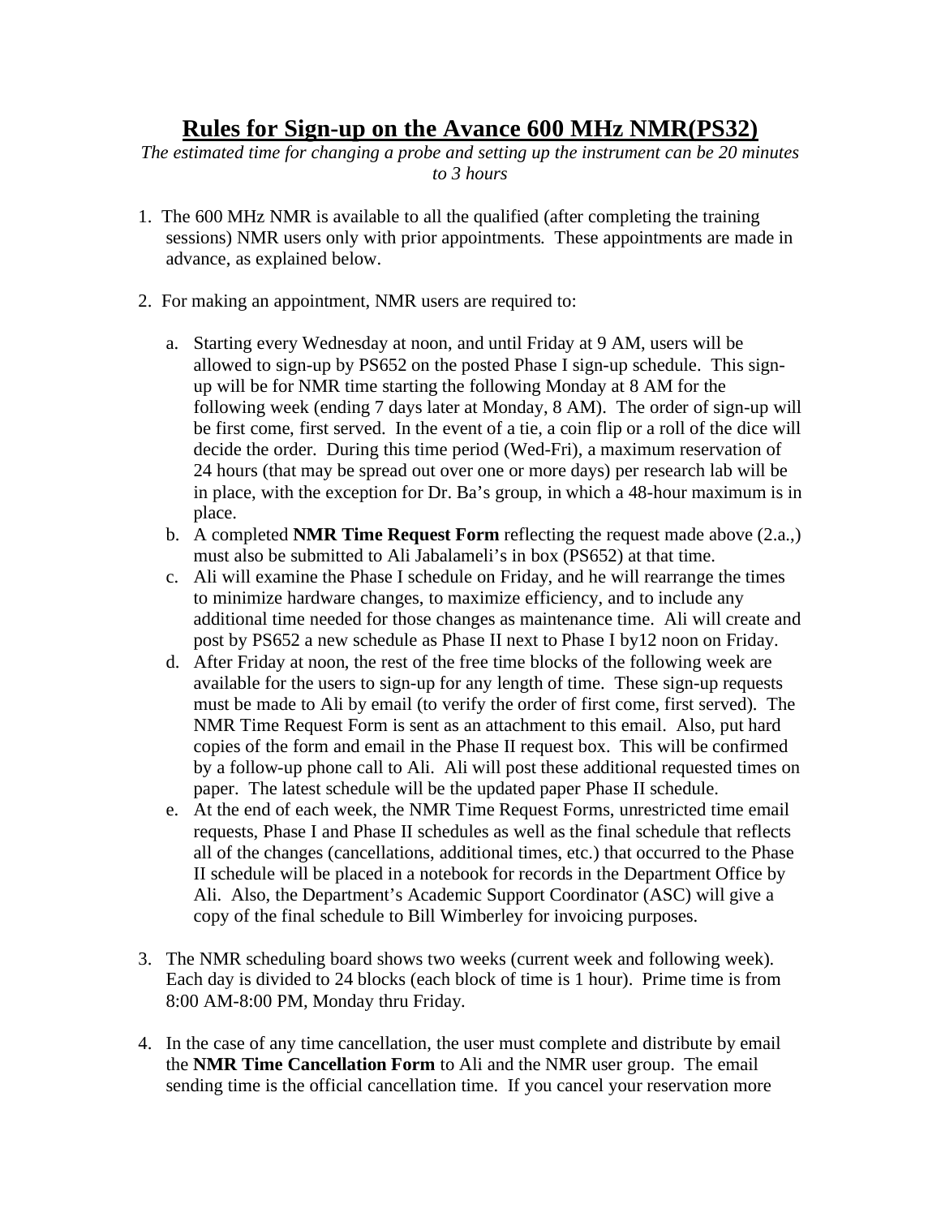# Rules for Sign-up on the Avance 600 MHz NMR(PS32)

*The estimated time for changing a probe and setting up the instrument can be 20 minutes to 3 hours*

1. The 600 MHz NMR is available to all the qualified (after completing the training sessions) NMR users only with prior appointments. These appointments are made in advance, as explained below.

2. For making an appointment, NMR users are required to:

   a. Starting every Wednesday at noon, and until Friday at 9 AM, users will be allowed to sign-up by PS652 on the posted Phase I sign-up schedule. This sign-up will be for NMR time starting the following Monday at 8 AM for the following week (ending 7 days later at Monday, 8 AM). The order of sign-up will be first come, first served. In the event of a tie, a coin flip or a roll of the dice will decide the order. During this time period (Wed-Fri), a maximum reservation of 24 hours (that may be spread out over one or more days) per research lab will be in place, with the exception for Dr. Ba's group, in which a 48-hour maximum is in place.
   
   b. A completed **NMR Time Request Form** reflecting the request made above (2.a.,) must also be submitted to Ali Jabalameli's in box (PS652) at that time.
   
   c. Ali will examine the Phase I schedule on Friday, and he will rearrange the times to minimize hardware changes, to maximize efficiency, and to include any additional time needed for those changes as maintenance time. Ali will create and post by PS652 a new schedule as Phase II next to Phase I by12 noon on Friday.
   
   d. After Friday at noon, the rest of the free time blocks of the following week are available for the users to sign-up for any length of time. These sign-up requests must be made to Ali by email (to verify the order of first come, first served). The NMR Time Request Form is sent as an attachment to this email. Also, put hard copies of the form and email in the Phase II request box. This will be confirmed by a follow-up phone call to Ali. Ali will post these additional requested times on paper. The latest schedule will be the updated paper Phase II schedule.
   
   e. At the end of each week, the NMR Time Request Forms, unrestricted time email requests, Phase I and Phase II schedules as well as the final schedule that reflects all of the changes (cancellations, additional times, etc.) that occurred to the Phase II schedule will be placed in a notebook for records in the Department Office by Ali. Also, the Department's Academic Support Coordinator (ASC) will give a copy of the final schedule to Bill Wimberley for invoicing purposes.

3. The NMR scheduling board shows two weeks (current week and following week). Each day is divided to 24 blocks (each block of time is 1 hour). Prime time is from 8:00 AM-8:00 PM, Monday thru Friday.

4. In the case of any time cancellation, the user must complete and distribute by email the **NMR Time Cancellation Form** to Ali and the NMR user group. The email sending time is the official cancellation time. If you cancel your reservation more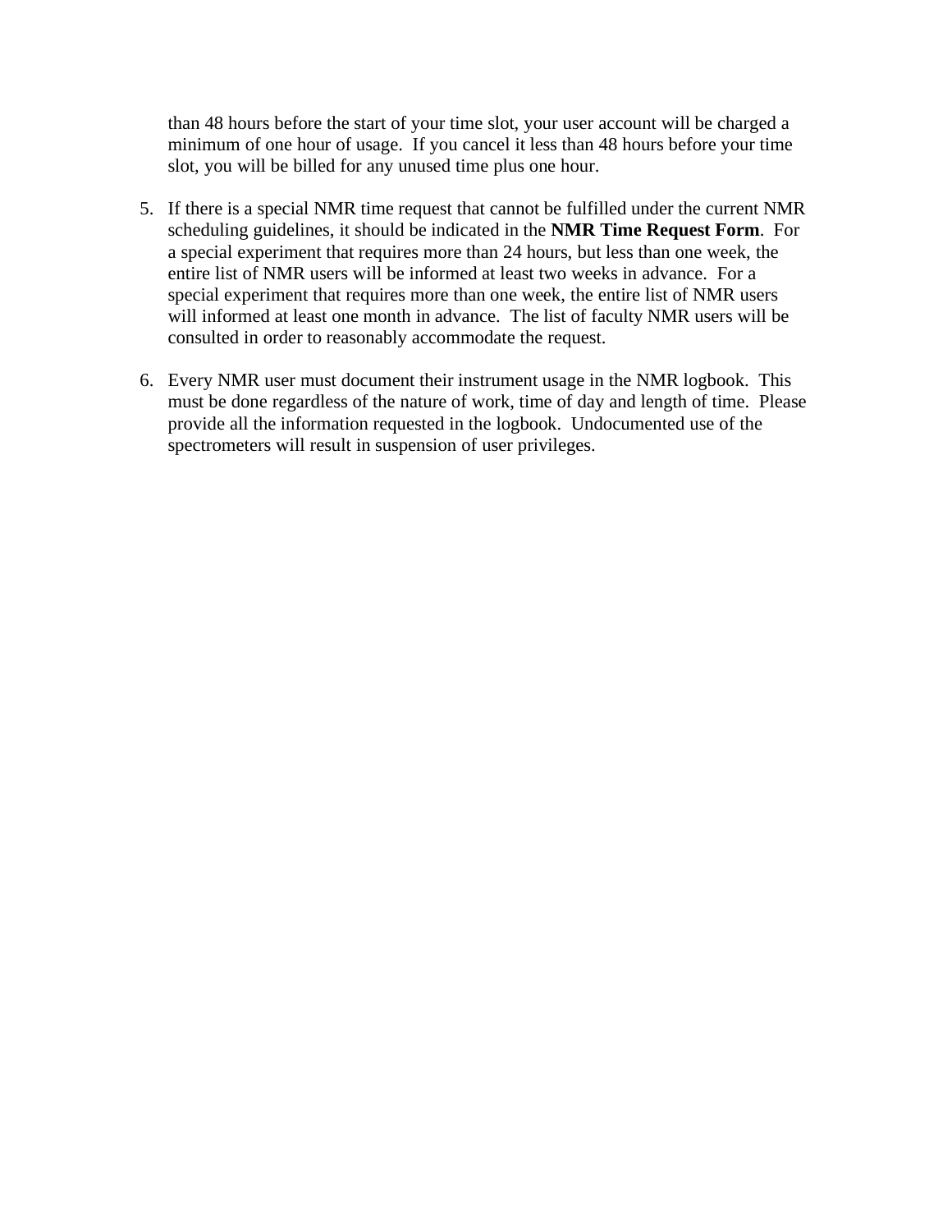than 48 hours before the start of your time slot, your user account will be charged a minimum of one hour of usage. If you cancel it less than 48 hours before your time slot, you will be billed for any unused time plus one hour.

5. If there is a special NMR time request that cannot be fulfilled under the current NMR scheduling guidelines, it should be indicated in the **NMR Time Request Form**. For a special experiment that requires more than 24 hours, but less than one week, the entire list of NMR users will be informed at least two weeks in advance. For a special experiment that requires more than one week, the entire list of NMR users will informed at least one month in advance. The list of faculty NMR users will be consulted in order to reasonably accommodate the request.

6. Every NMR user must document their instrument usage in the NMR logbook. This must be done regardless of the nature of work, time of day and length of time. Please provide all the information requested in the logbook. Undocumented use of the spectrometers will result in suspension of user privileges.